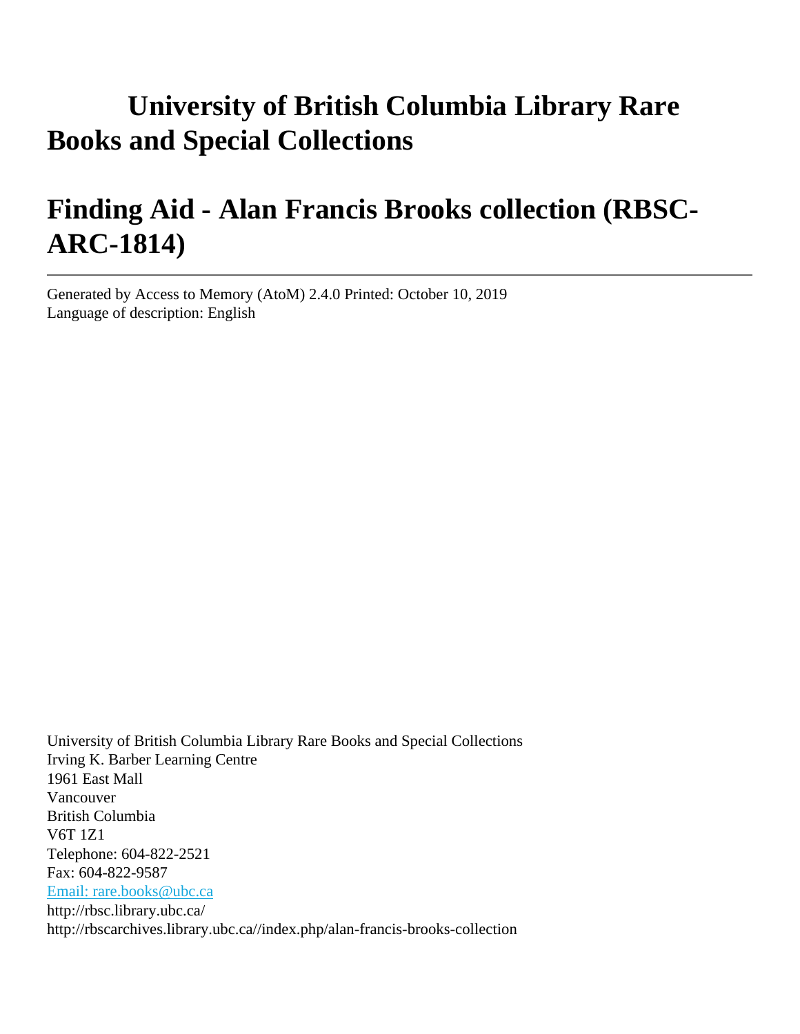# University of British Columbia Library Rare Books and Special Collections

# Finding Aid - Alan Francis Brooks collection (RBSC-ARC-1814)

---

Generated by Access to Memory (AtoM) 2.4.0 Printed: October 10, 2019
Language of description: English

University of British Columbia Library Rare Books and Special Collections
Irving K. Barber Learning Centre
1961 East Mall
Vancouver
British Columbia
V6T 1Z1
Telephone: 604-822-2521
Fax: 604-822-9587
[Email: rare.books@ubc.ca](mailto:rare.books@ubc.ca)
http://rbsc.library.ubc.ca/
http://rbscarchives.library.ubc.ca//index.php/alan-francis-brooks-collection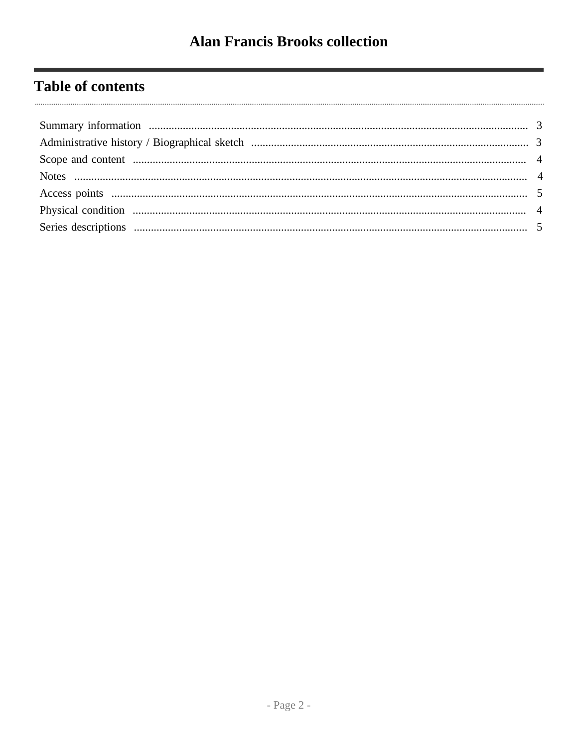# Alan Francis Brooks collection

## Table of contents

- Summary information ..... 3
- Administrative history / Biographical sketch ..... 3
- Scope and content ..... 4
- Notes ..... 4
- Access points ..... 5
- Physical condition ..... 4
- Series descriptions ..... 5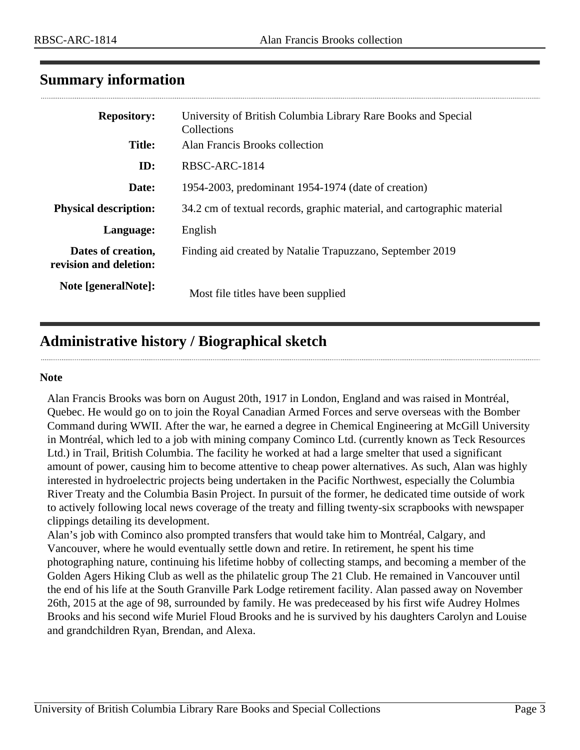## Summary information

| | |
|---|---|
| **Repository:** | University of British Columbia Library Rare Books and Special Collections |
| **Title:** | Alan Francis Brooks collection |
| **ID:** | RBSC-ARC-1814 |
| **Date:** | 1954-2003, predominant 1954-1974 (date of creation) |
| **Physical description:** | 34.2 cm of textual records, graphic material, and cartographic material |
| **Language:** | English |
| **Dates of creation, revision and deletion:** | Finding aid created by Natalie Trapuzzano, September 2019 |
| **Note [generalNote]:** | Most file titles have been supplied |

## Administrative history / Biographical sketch

**Note**

Alan Francis Brooks was born on August 20th, 1917 in London, England and was raised in Montréal, Quebec. He would go on to join the Royal Canadian Armed Forces and serve overseas with the Bomber Command during WWII. After the war, he earned a degree in Chemical Engineering at McGill University in Montréal, which led to a job with mining company Cominco Ltd. (currently known as Teck Resources Ltd.) in Trail, British Columbia. The facility he worked at had a large smelter that used a significant amount of power, causing him to become attentive to cheap power alternatives. As such, Alan was highly interested in hydroelectric projects being undertaken in the Pacific Northwest, especially the Columbia River Treaty and the Columbia Basin Project. In pursuit of the former, he dedicated time outside of work to actively following local news coverage of the treaty and filling twenty-six scrapbooks with newspaper clippings detailing its development.

Alan's job with Cominco also prompted transfers that would take him to Montréal, Calgary, and Vancouver, where he would eventually settle down and retire. In retirement, he spent his time photographing nature, continuing his lifetime hobby of collecting stamps, and becoming a member of the Golden Agers Hiking Club as well as the philatelic group The 21 Club. He remained in Vancouver until the end of his life at the South Granville Park Lodge retirement facility. Alan passed away on November 26th, 2015 at the age of 98, surrounded by family. He was predeceased by his first wife Audrey Holmes Brooks and his second wife Muriel Floud Brooks and he is survived by his daughters Carolyn and Louise and grandchildren Ryan, Brendan, and Alexa.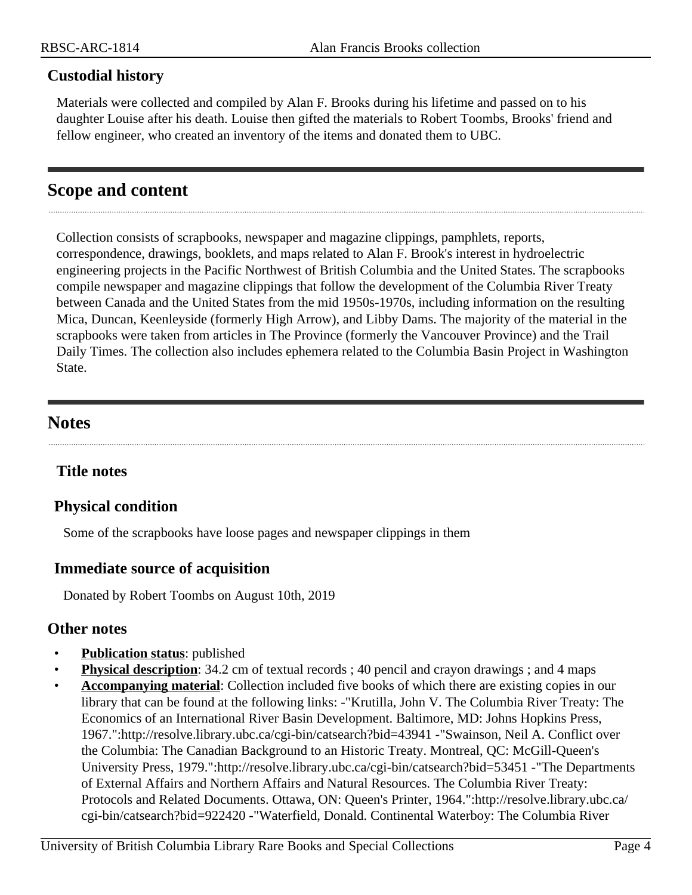### Custodial history

Materials were collected and compiled by Alan F. Brooks during his lifetime and passed on to his daughter Louise after his death. Louise then gifted the materials to Robert Toombs, Brooks' friend and fellow engineer, who created an inventory of the items and donated them to UBC.

## Scope and content

Collection consists of scrapbooks, newspaper and magazine clippings, pamphlets, reports, correspondence, drawings, booklets, and maps related to Alan F. Brook's interest in hydroelectric engineering projects in the Pacific Northwest of British Columbia and the United States. The scrapbooks compile newspaper and magazine clippings that follow the development of the Columbia River Treaty between Canada and the United States from the mid 1950s-1970s, including information on the resulting Mica, Duncan, Keenleyside (formerly High Arrow), and Libby Dams. The majority of the material in the scrapbooks were taken from articles in The Province (formerly the Vancouver Province) and the Trail Daily Times. The collection also includes ephemera related to the Columbia Basin Project in Washington State.

## Notes

### Title notes

### Physical condition

Some of the scrapbooks have loose pages and newspaper clippings in them

### Immediate source of acquisition

Donated by Robert Toombs on August 10th, 2019

### Other notes

- **Publication status**: published
- **Physical description**: 34.2 cm of textual records ; 40 pencil and crayon drawings ; and 4 maps
- **Accompanying material**: Collection included five books of which there are existing copies in our library that can be found at the following links: -"Krutilla, John V. The Columbia River Treaty: The Economics of an International River Basin Development. Baltimore, MD: Johns Hopkins Press, 1967.":http://resolve.library.ubc.ca/cgi-bin/catsearch?bid=43941 -"Swainson, Neil A. Conflict over the Columbia: The Canadian Background to an Historic Treaty. Montreal, QC: McGill-Queen's University Press, 1979.":http://resolve.library.ubc.ca/cgi-bin/catsearch?bid=53451 -"The Departments of External Affairs and Northern Affairs and Natural Resources. The Columbia River Treaty: Protocols and Related Documents. Ottawa, ON: Queen's Printer, 1964.":http://resolve.library.ubc.ca/cgi-bin/catsearch?bid=922420 -"Waterfield, Donald. Continental Waterboy: The Columbia River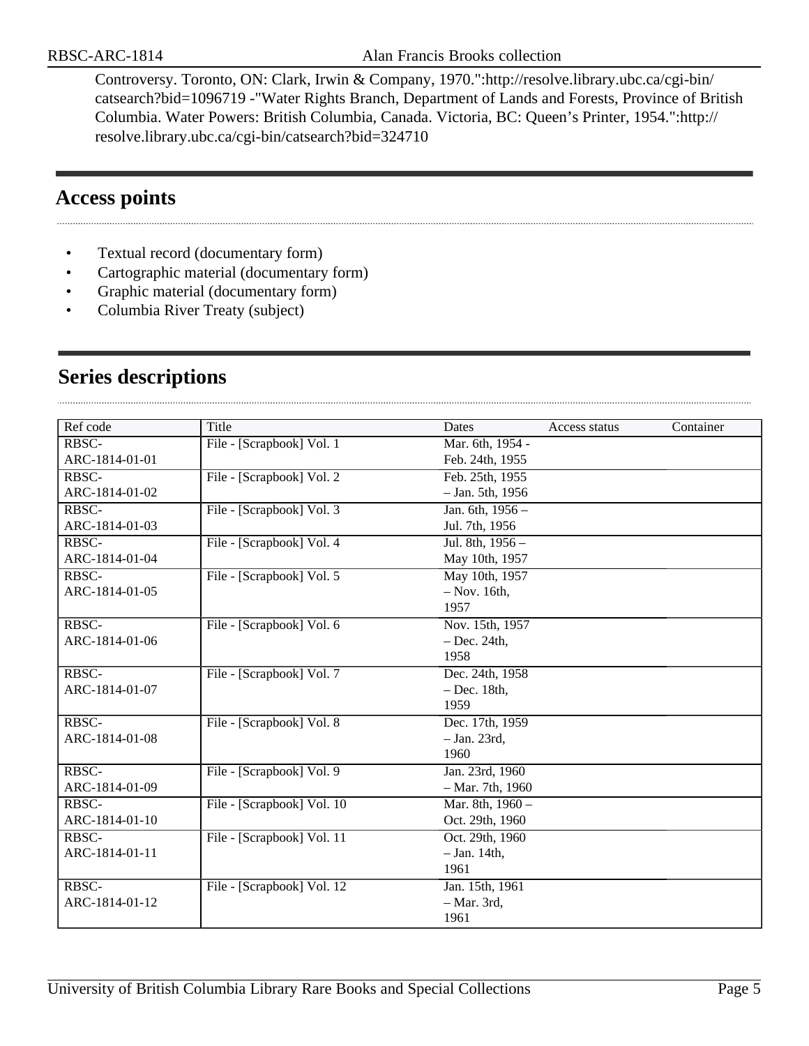Controversy. Toronto, ON: Clark, Irwin & Company, 1970.":http://resolve.library.ubc.ca/cgi-bin/catsearch?bid=1096719 -"Water Rights Branch, Department of Lands and Forests, Province of British Columbia. Water Powers: British Columbia, Canada. Victoria, BC: Queen's Printer, 1954.":http://resolve.library.ubc.ca/cgi-bin/catsearch?bid=324710

## Access points

- Textual record (documentary form)
- Cartographic material (documentary form)
- Graphic material (documentary form)
- Columbia River Treaty (subject)

## Series descriptions

| Ref code | Title | Dates | Access status | Container |
|---|---|---|---|---|
| RBSC-ARC-1814-01-01 | File - [Scrapbook] Vol. 1 | Mar. 6th, 1954 - Feb. 24th, 1955 | | |
| RBSC-ARC-1814-01-02 | File - [Scrapbook] Vol. 2 | Feb. 25th, 1955 – Jan. 5th, 1956 | | |
| RBSC-ARC-1814-01-03 | File - [Scrapbook] Vol. 3 | Jan. 6th, 1956 – Jul. 7th, 1956 | | |
| RBSC-ARC-1814-01-04 | File - [Scrapbook] Vol. 4 | Jul. 8th, 1956 – May 10th, 1957 | | |
| RBSC-ARC-1814-01-05 | File - [Scrapbook] Vol. 5 | May 10th, 1957 – Nov. 16th, 1957 | | |
| RBSC-ARC-1814-01-06 | File - [Scrapbook] Vol. 6 | Nov. 15th, 1957 – Dec. 24th, 1958 | | |
| RBSC-ARC-1814-01-07 | File - [Scrapbook] Vol. 7 | Dec. 24th, 1958 – Dec. 18th, 1959 | | |
| RBSC-ARC-1814-01-08 | File - [Scrapbook] Vol. 8 | Dec. 17th, 1959 – Jan. 23rd, 1960 | | |
| RBSC-ARC-1814-01-09 | File - [Scrapbook] Vol. 9 | Jan. 23rd, 1960 – Mar. 7th, 1960 | | |
| RBSC-ARC-1814-01-10 | File - [Scrapbook] Vol. 10 | Mar. 8th, 1960 – Oct. 29th, 1960 | | |
| RBSC-ARC-1814-01-11 | File - [Scrapbook] Vol. 11 | Oct. 29th, 1960 – Jan. 14th, 1961 | | |
| RBSC-ARC-1814-01-12 | File - [Scrapbook] Vol. 12 | Jan. 15th, 1961 – Mar. 3rd, 1961 | | |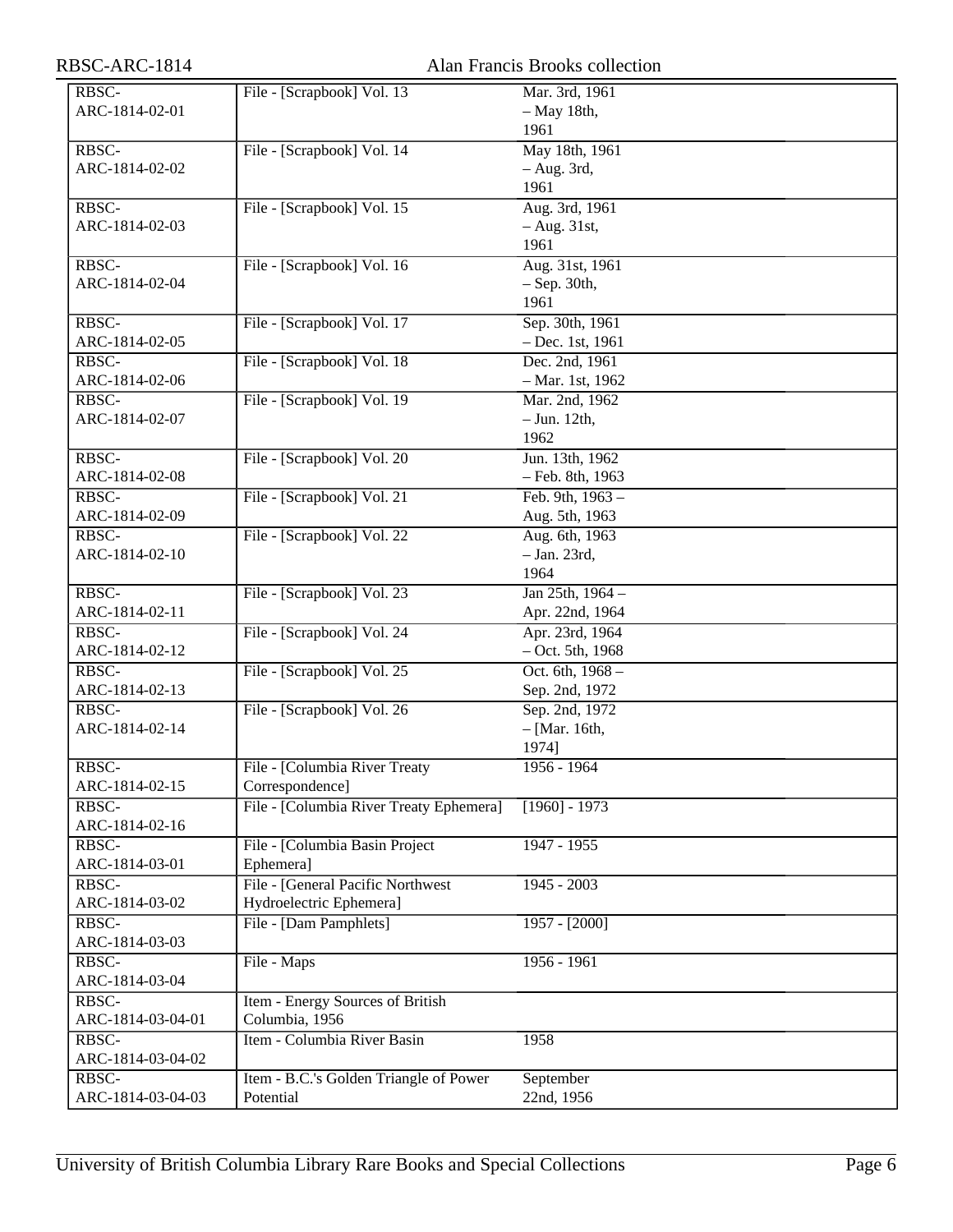| | | |
|---|---|---|
| RBSC-ARC-1814-02-01 | File - [Scrapbook] Vol. 13 | Mar. 3rd, 1961 – May 18th, 1961 |
| RBSC-ARC-1814-02-02 | File - [Scrapbook] Vol. 14 | May 18th, 1961 – Aug. 3rd, 1961 |
| RBSC-ARC-1814-02-03 | File - [Scrapbook] Vol. 15 | Aug. 3rd, 1961 – Aug. 31st, 1961 |
| RBSC-ARC-1814-02-04 | File - [Scrapbook] Vol. 16 | Aug. 31st, 1961 – Sep. 30th, 1961 |
| RBSC-ARC-1814-02-05 | File - [Scrapbook] Vol. 17 | Sep. 30th, 1961 – Dec. 1st, 1961 |
| RBSC-ARC-1814-02-06 | File - [Scrapbook] Vol. 18 | Dec. 2nd, 1961 – Mar. 1st, 1962 |
| RBSC-ARC-1814-02-07 | File - [Scrapbook] Vol. 19 | Mar. 2nd, 1962 – Jun. 12th, 1962 |
| RBSC-ARC-1814-02-08 | File - [Scrapbook] Vol. 20 | Jun. 13th, 1962 – Feb. 8th, 1963 |
| RBSC-ARC-1814-02-09 | File - [Scrapbook] Vol. 21 | Feb. 9th, 1963 – Aug. 5th, 1963 |
| RBSC-ARC-1814-02-10 | File - [Scrapbook] Vol. 22 | Aug. 6th, 1963 – Jan. 23rd, 1964 |
| RBSC-ARC-1814-02-11 | File - [Scrapbook] Vol. 23 | Jan 25th, 1964 – Apr. 22nd, 1964 |
| RBSC-ARC-1814-02-12 | File - [Scrapbook] Vol. 24 | Apr. 23rd, 1964 – Oct. 5th, 1968 |
| RBSC-ARC-1814-02-13 | File - [Scrapbook] Vol. 25 | Oct. 6th, 1968 – Sep. 2nd, 1972 |
| RBSC-ARC-1814-02-14 | File - [Scrapbook] Vol. 26 | Sep. 2nd, 1972 – [Mar. 16th, 1974] |
| RBSC-ARC-1814-02-15 | File - [Columbia River Treaty Correspondence] | 1956 - 1964 |
| RBSC-ARC-1814-02-16 | File - [Columbia River Treaty Ephemera] | [1960] - 1973 |
| RBSC-ARC-1814-03-01 | File - [Columbia Basin Project Ephemera] | 1947 - 1955 |
| RBSC-ARC-1814-03-02 | File - [General Pacific Northwest Hydroelectric Ephemera] | 1945 - 2003 |
| RBSC-ARC-1814-03-03 | File - [Dam Pamphlets] | 1957 - [2000] |
| RBSC-ARC-1814-03-04 | File - Maps | 1956 - 1961 |
| RBSC-ARC-1814-03-04-01 | Item - Energy Sources of British Columbia, 1956 | |
| RBSC-ARC-1814-03-04-02 | Item - Columbia River Basin | 1958 |
| RBSC-ARC-1814-03-04-03 | Item - B.C.'s Golden Triangle of Power Potential | September 22nd, 1956 |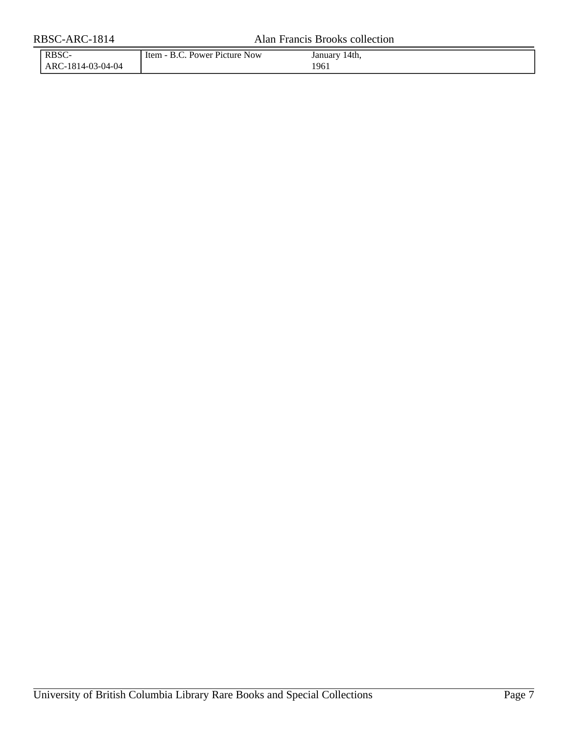| | | |
|---|---|---|
| RBSC-ARC-1814-03-04-04 | Item - B.C. Power Picture Now | January 14th, 1961 |